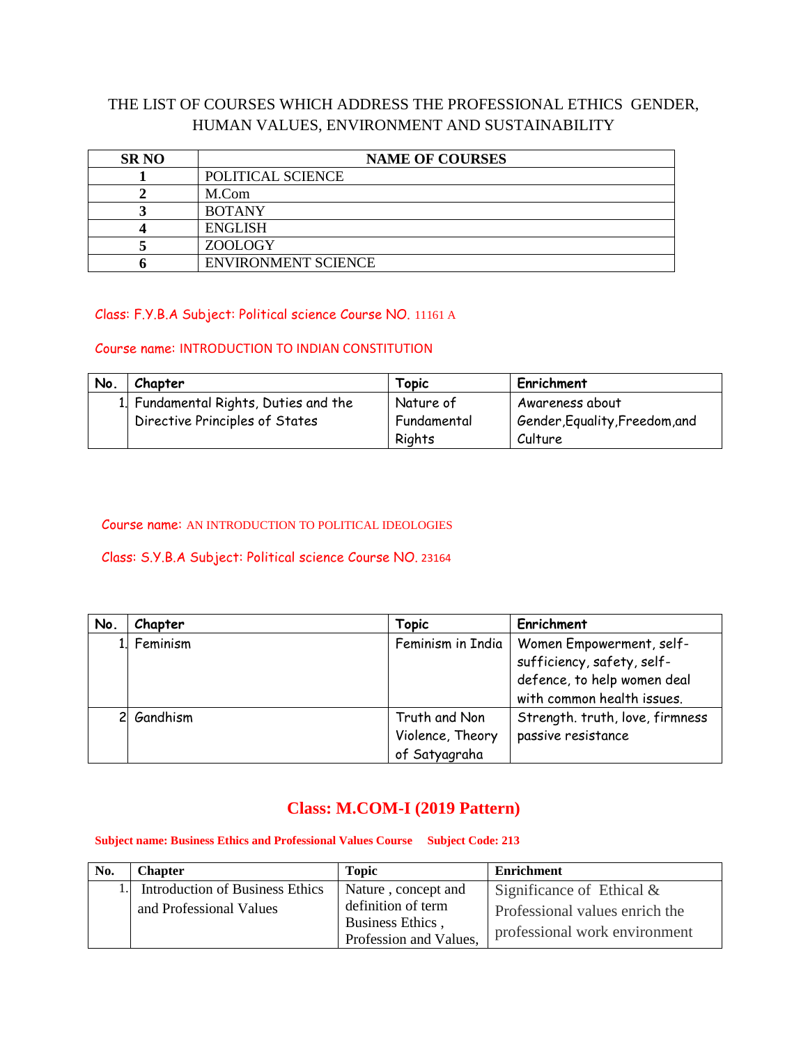# THE LIST OF COURSES WHICH ADDRESS THE PROFESSIONAL ETHICS GENDER, HUMAN VALUES, ENVIRONMENT AND SUSTAINABILITY

| SR NO | NAME OF COURSES |
|---|---|
| 1 | POLITICAL SCIENCE |
| 2 | M.Com |
| 3 | BOTANY |
| 4 | ENGLISH |
| 5 | ZOOLOGY |
| 6 | ENVIRONMENT SCIENCE |

Class: F.Y.B.A Subject: Political science Course NO. 11161 A

Course name: INTRODUCTION TO INDIAN CONSTITUTION

| No. | Chapter | Topic | Enrichment |
|---|---|---|---|
| 1. | Fundamental Rights, Duties and the Directive Principles of States | Nature of Fundamental Rights | Awareness about Gender,Equality,Freedom,and Culture |

Course name: AN INTRODUCTION TO POLITICAL IDEOLOGIES

Class: S.Y.B.A Subject: Political science Course NO. 23164

| No. | Chapter | Topic | Enrichment |
|---|---|---|---|
| 1. | Feminism | Feminism in India | Women Empowerment, self-sufficiency, safety, self-defence, to help women deal with common health issues. |
| 2 | Gandhism | Truth and Non Violence, Theory of Satyagraha | Strength. truth, love, firmness passive resistance |

## Class: M.COM-I (2019 Pattern)

**Subject name: Business Ethics and Professional Values Course Subject Code: 213**

| No. | Chapter | Topic | Enrichment |
|---|---|---|---|
| 1. | Introduction of Business Ethics and Professional Values | Nature , concept and definition of term Business Ethics , Profession and Values, | Significance of Ethical & Professional values enrich the professional work environment |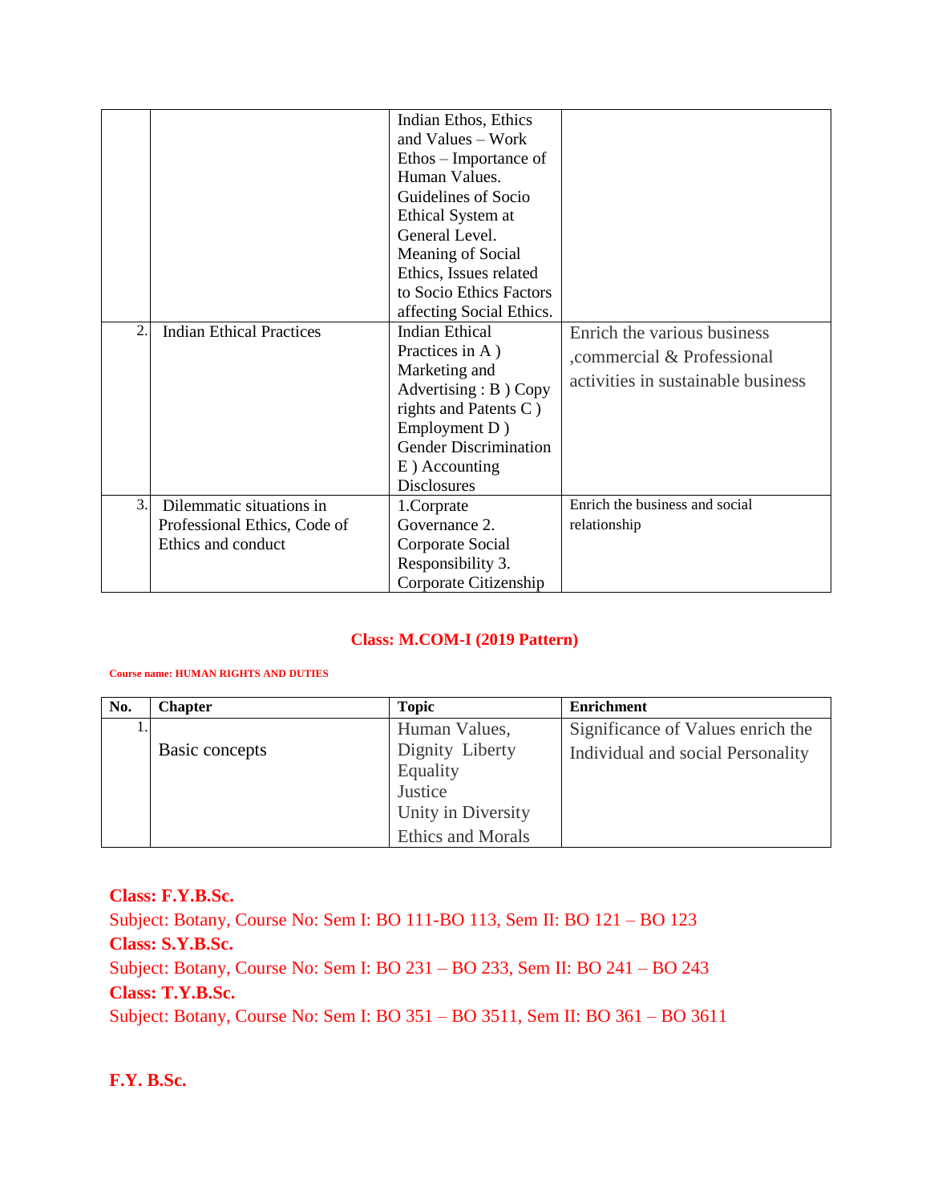| | | | |
|---|---|---|---|
| | | Indian Ethos, Ethics and Values – Work Ethos – Importance of Human Values. Guidelines of Socio Ethical System at General Level. Meaning of Social Ethics, Issues related to Socio Ethics Factors affecting Social Ethics. | |
| 2. | Indian Ethical Practices | Indian Ethical Practices in A ) Marketing and Advertising : B ) Copy rights and Patents C ) Employment D ) Gender Discrimination E ) Accounting Disclosures | Enrich the various business ,commercial & Professional activities in sustainable business |
| 3. | Dilemmatic situations in Professional Ethics, Code of Ethics and conduct | 1.Corprate Governance 2. Corporate Social Responsibility 3. Corporate Citizenship | Enrich the business and social relationship |

**Class: M.COM-I (2019 Pattern)**

**Course name: HUMAN RIGHTS AND DUTIES**

| No. | Chapter | Topic | Enrichment |
|---|---|---|---|
| 1. | Basic concepts | Human Values, Dignity Liberty Equality Justice Unity in Diversity Ethics and Morals | Significance of Values enrich the Individual and social Personality |

**Class: F.Y.B.Sc.**

Subject: Botany, Course No: Sem I: BO 111-BO 113, Sem II: BO 121 – BO 123

**Class: S.Y.B.Sc.**

Subject: Botany, Course No: Sem I: BO 231 – BO 233, Sem II: BO 241 – BO 243

**Class: T.Y.B.Sc.**

Subject: Botany, Course No: Sem I: BO 351 – BO 3511, Sem II: BO 361 – BO 3611

**F.Y. B.Sc.**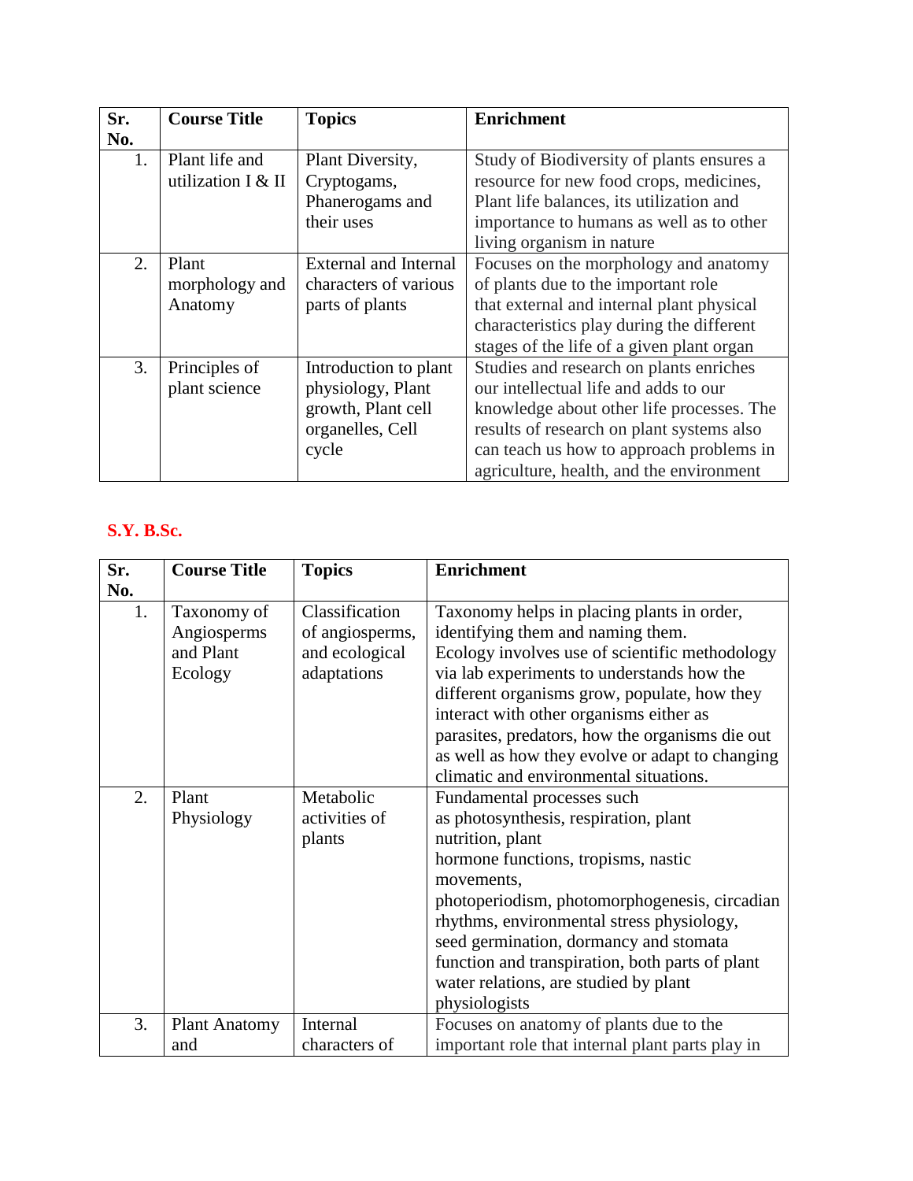| Sr. No. | Course Title | Topics | Enrichment |
|---|---|---|---|
| 1. | Plant life and utilization I & II | Plant Diversity, Cryptogams, Phanerogams and their uses | Study of Biodiversity of plants ensures a resource for new food crops, medicines, Plant life balances, its utilization and importance to humans as well as to other living organism in nature |
| 2. | Plant morphology and Anatomy | External and Internal characters of various parts of plants | Focuses on the morphology and anatomy of plants due to the important role that external and internal plant physical characteristics play during the different stages of the life of a given plant organ |
| 3. | Principles of plant science | Introduction to plant physiology, Plant growth, Plant cell organelles, Cell cycle | Studies and research on plants enriches our intellectual life and adds to our knowledge about other life processes. The results of research on plant systems also can teach us how to approach problems in agriculture, health, and the environment |

**S.Y. B.Sc.**

| Sr. No. | Course Title | Topics | Enrichment |
|---|---|---|---|
| 1. | Taxonomy of Angiosperms and Plant Ecology | Classification of angiosperms, and ecological adaptations | Taxonomy helps in placing plants in order, identifying them and naming them. Ecology involves use of scientific methodology via lab experiments to understands how the different organisms grow, populate, how they interact with other organisms either as parasites, predators, how the organisms die out as well as how they evolve or adapt to changing climatic and environmental situations. |
| 2. | Plant Physiology | Metabolic activities of plants | Fundamental processes such as photosynthesis, respiration, plant nutrition, plant hormone functions, tropisms, nastic movements, photoperiodism, photomorphogenesis, circadian rhythms, environmental stress physiology, seed germination, dormancy and stomata function and transpiration, both parts of plant water relations, are studied by plant physiologists |
| 3. | Plant Anatomy and | Internal characters of | Focuses on anatomy of plants due to the important role that internal plant parts play in |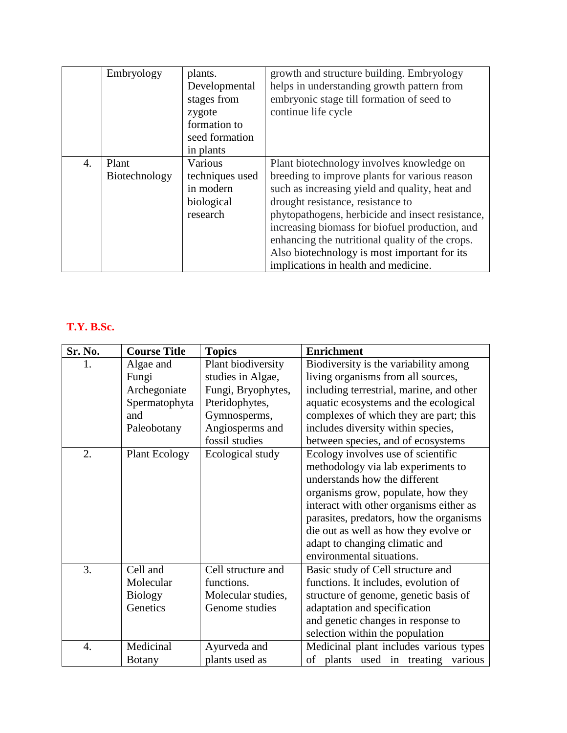| | Embryology | plants. Developmental stages from zygote formation to seed formation in plants | growth and structure building. Embryology helps in understanding growth pattern from embryonic stage till formation of seed to continue life cycle |
|---|---|---|---|
| 4. | Plant Biotechnology | Various techniques used in modern biological research | Plant biotechnology involves knowledge on breeding to improve plants for various reason such as increasing yield and quality, heat and drought resistance, resistance to phytopathogens, herbicide and insect resistance, increasing biomass for biofuel production, and enhancing the nutritional quality of the crops. Also biotechnology is most important for its implications in health and medicine. |

**T.Y. B.Sc.**

| Sr. No. | Course Title | Topics | Enrichment |
|---|---|---|---|
| 1. | Algae and Fungi Archegoniate Spermatophyta and Paleobotany | Plant biodiversity studies in Algae, Fungi, Bryophytes, Pteridophytes, Gymnosperms, Angiosperms and fossil studies | Biodiversity is the variability among living organisms from all sources, including terrestrial, marine, and other aquatic ecosystems and the ecological complexes of which they are part; this includes diversity within species, between species, and of ecosystems |
| 2. | Plant Ecology | Ecological study | Ecology involves use of scientific methodology via lab experiments to understands how the different organisms grow, populate, how they interact with other organisms either as parasites, predators, how the organisms die out as well as how they evolve or adapt to changing climatic and environmental situations. |
| 3. | Cell and Molecular Biology Genetics | Cell structure and functions. Molecular studies, Genome studies | Basic study of Cell structure and functions. It includes, evolution of structure of genome, genetic basis of adaptation and specification and genetic changes in response to selection within the population |
| 4. | Medicinal Botany | Ayurveda and plants used as | Medicinal plant includes various types of plants used in treating various |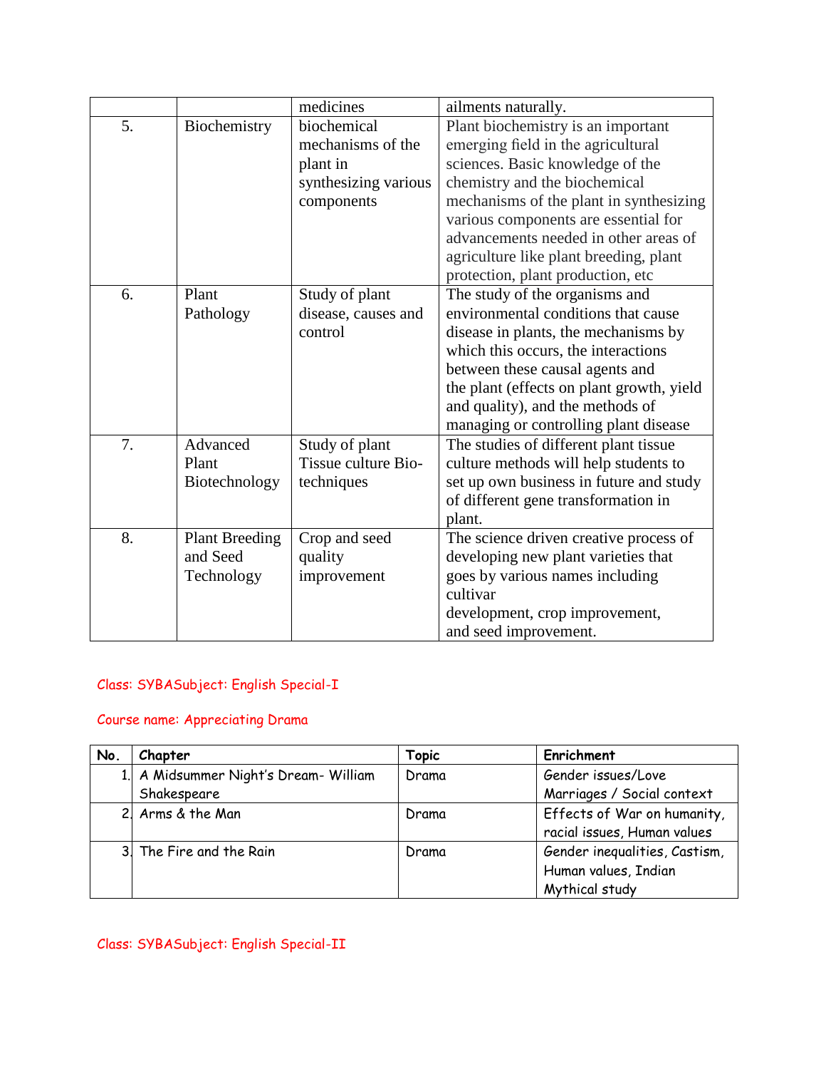| | | medicines | ailments naturally. |
|---|---|---|---|
| 5. | Biochemistry | biochemical mechanisms of the plant in synthesizing various components | Plant biochemistry is an important emerging field in the agricultural sciences. Basic knowledge of the chemistry and the biochemical mechanisms of the plant in synthesizing various components are essential for advancements needed in other areas of agriculture like plant breeding, plant protection, plant production, etc |
| 6. | Plant Pathology | Study of plant disease, causes and control | The study of the organisms and environmental conditions that cause disease in plants, the mechanisms by which this occurs, the interactions between these causal agents and the plant (effects on plant growth, yield and quality), and the methods of managing or controlling plant disease |
| 7. | Advanced Plant Biotechnology | Study of plant Tissue culture Bio-techniques | The studies of different plant tissue culture methods will help students to set up own business in future and study of different gene transformation in plant. |
| 8. | Plant Breeding and Seed Technology | Crop and seed quality improvement | The science driven creative process of developing new plant varieties that goes by various names including cultivar development, crop improvement, and seed improvement. |

Class: SYBASubject: English Special-I

Course name: Appreciating Drama

| No. | Chapter | Topic | Enrichment |
|---|---|---|---|
| 1. | A Midsummer Night's Dream- William Shakespeare | Drama | Gender issues/Love Marriages / Social context |
| 2. | Arms & the Man | Drama | Effects of War on humanity, racial issues, Human values |
| 3. | The Fire and the Rain | Drama | Gender inequalities, Castism, Human values, Indian Mythical study |

Class: SYBASubject: English Special-II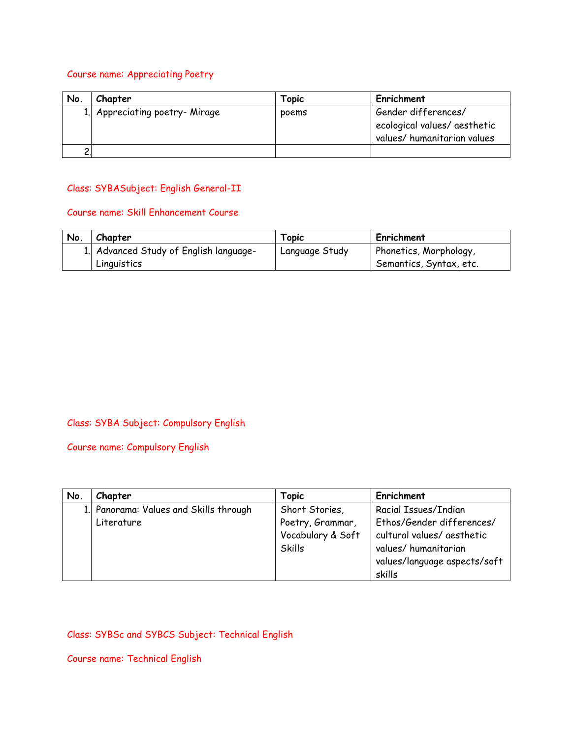Course name: Appreciating Poetry

| No. | Chapter | Topic | Enrichment |
|---|---|---|---|
| 1. | Appreciating poetry- Mirage | poems | Gender differences/ ecological values/ aesthetic values/ humanitarian values |
| 2. | | | |

Class: SYBASubject: English General-II

Course name: Skill Enhancement Course

| No. | Chapter | Topic | Enrichment |
|---|---|---|---|
| 1. | Advanced Study of English language- Linguistics | Language Study | Phonetics, Morphology, Semantics, Syntax, etc. |

Class: SYBA Subject: Compulsory English

Course name: Compulsory English

| No. | Chapter | Topic | Enrichment |
|---|---|---|---|
| 1. | Panorama: Values and Skills through Literature | Short Stories, Poetry, Grammar, Vocabulary & Soft Skills | Racial Issues/Indian Ethos/Gender differences/ cultural values/ aesthetic values/ humanitarian values/language aspects/soft skills |

Class: SYBSc and SYBCS Subject: Technical English

Course name: Technical English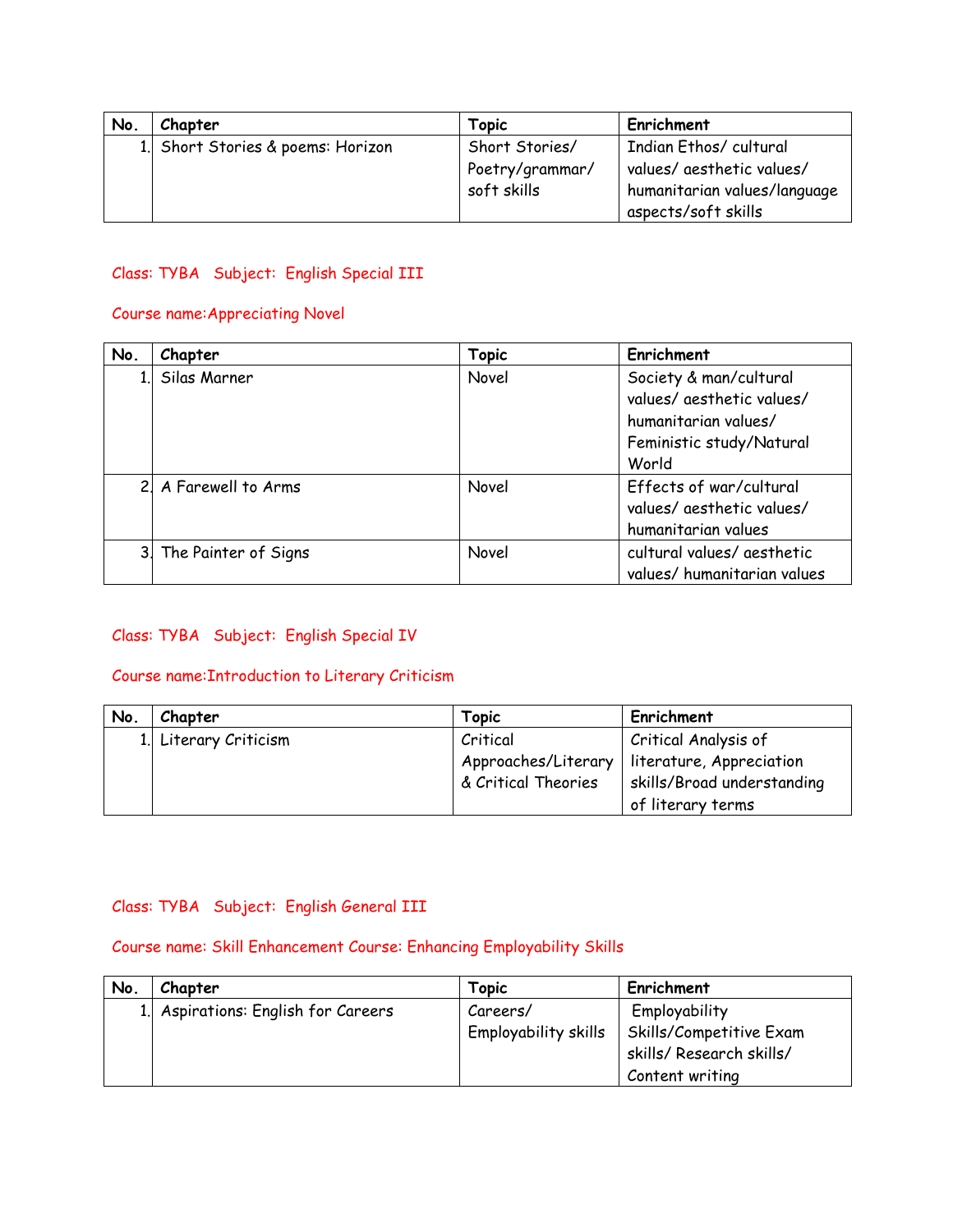| No. | Chapter | Topic | Enrichment |
|---|---|---|---|
| 1. | Short Stories & poems: Horizon | Short Stories/ Poetry/grammar/ soft skills | Indian Ethos/ cultural values/ aesthetic values/ humanitarian values/language aspects/soft skills |

Class: TYBA   Subject: English Special III

Course name:Appreciating Novel

| No. | Chapter | Topic | Enrichment |
|---|---|---|---|
| 1. | Silas Marner | Novel | Society & man/cultural values/ aesthetic values/ humanitarian values/ Feministic study/Natural World |
| 2. | A Farewell to Arms | Novel | Effects of war/cultural values/ aesthetic values/ humanitarian values |
| 3. | The Painter of Signs | Novel | cultural values/ aesthetic values/ humanitarian values |

Class: TYBA   Subject: English Special IV

Course name:Introduction to Literary Criticism

| No. | Chapter | Topic | Enrichment |
|---|---|---|---|
| 1. | Literary Criticism | Critical Approaches/Literary & Critical Theories | Critical Analysis of literature, Appreciation skills/Broad understanding of literary terms |

Class: TYBA   Subject: English General III

Course name: Skill Enhancement Course: Enhancing Employability Skills

| No. | Chapter | Topic | Enrichment |
|---|---|---|---|
| 1. | Aspirations: English for Careers | Careers/ Employability skills | Employability Skills/Competitive Exam skills/ Research skills/ Content writing |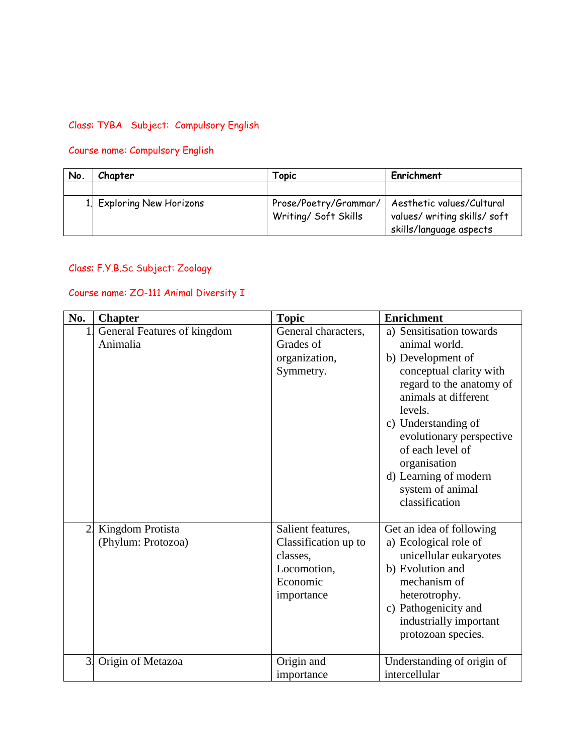Class: TYBA   Subject:  Compulsory English

Course name: Compulsory English

| No. | Chapter | Topic | Enrichment |
|---|---|---|---|
| | | | |
| 1. | Exploring New Horizons | Prose/Poetry/Grammar/ Writing/ Soft Skills | Aesthetic values/Cultural values/ writing skills/ soft skills/language aspects |

Class: F.Y.B.Sc Subject: Zoology

Course name: ZO-111 Animal Diversity I

| No. | Chapter | Topic | Enrichment |
|---|---|---|---|
| 1. | General Features of kingdom Animalia | General characters, Grades of organization, Symmetry. | a) Sensitisation towards animal world. b) Development of conceptual clarity with regard to the anatomy of animals at different levels. c) Understanding of evolutionary perspective of each level of organisation d) Learning of modern system of animal classification |
| 2. | Kingdom Protista (Phylum: Protozoa) | Salient features, Classification up to classes, Locomotion, Economic importance | Get an idea of following a) Ecological role of unicellular eukaryotes b) Evolution and mechanism of heterotrophy. c) Pathogenicity and industrially important protozoan species. |
| 3. | Origin of Metazoa | Origin and importance | Understanding of origin of intercellular |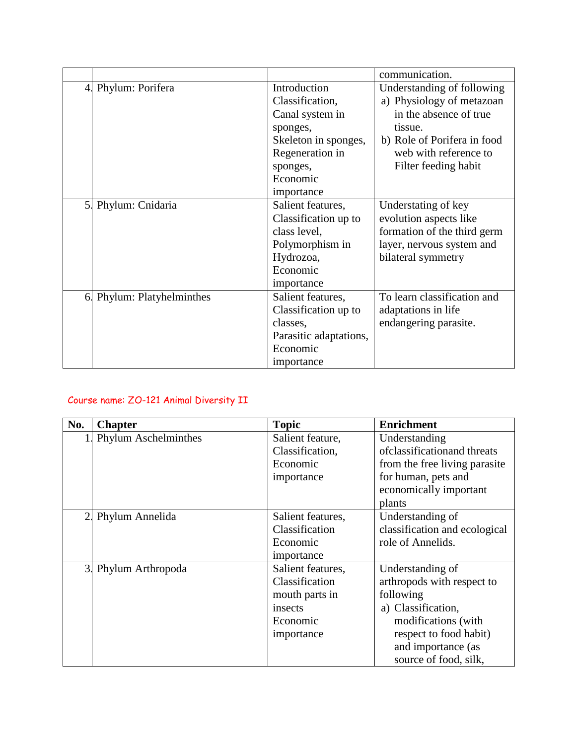| | | | communication. |
|---|---|---|---|
| 4. | Phylum: Porifera | Introduction Classification, Canal system in sponges, Skeleton in sponges, Regeneration in sponges, Economic importance | Understanding of following a) Physiology of metazoan in the absence of true tissue. b) Role of Porifera in food web with reference to Filter feeding habit |
| 5. | Phylum: Cnidaria | Salient features, Classification up to class level, Polymorphism in Hydrozoa, Economic importance | Understating of key evolution aspects like formation of the third germ layer, nervous system and bilateral symmetry |
| 6. | Phylum: Platyhelminthes | Salient features, Classification up to classes, Parasitic adaptations, Economic importance | To learn classification and adaptations in life endangering parasite. |

Course name: ZO-121 Animal Diversity II

| No. | Chapter | Topic | Enrichment |
|---|---|---|---|
| 1. | Phylum Aschelminthes | Salient feature, Classification, Economic importance | Understanding ofclassificationand threats from the free living parasite for human, pets and economically important plants |
| 2. | Phylum Annelida | Salient features, Classification Economic importance | Understanding of classification and ecological role of Annelids. |
| 3. | Phylum Arthropoda | Salient features, Classification mouth parts in insects Economic importance | Understanding of arthropods with respect to following a) Classification, modifications (with respect to food habit) and importance (as source of food, silk, |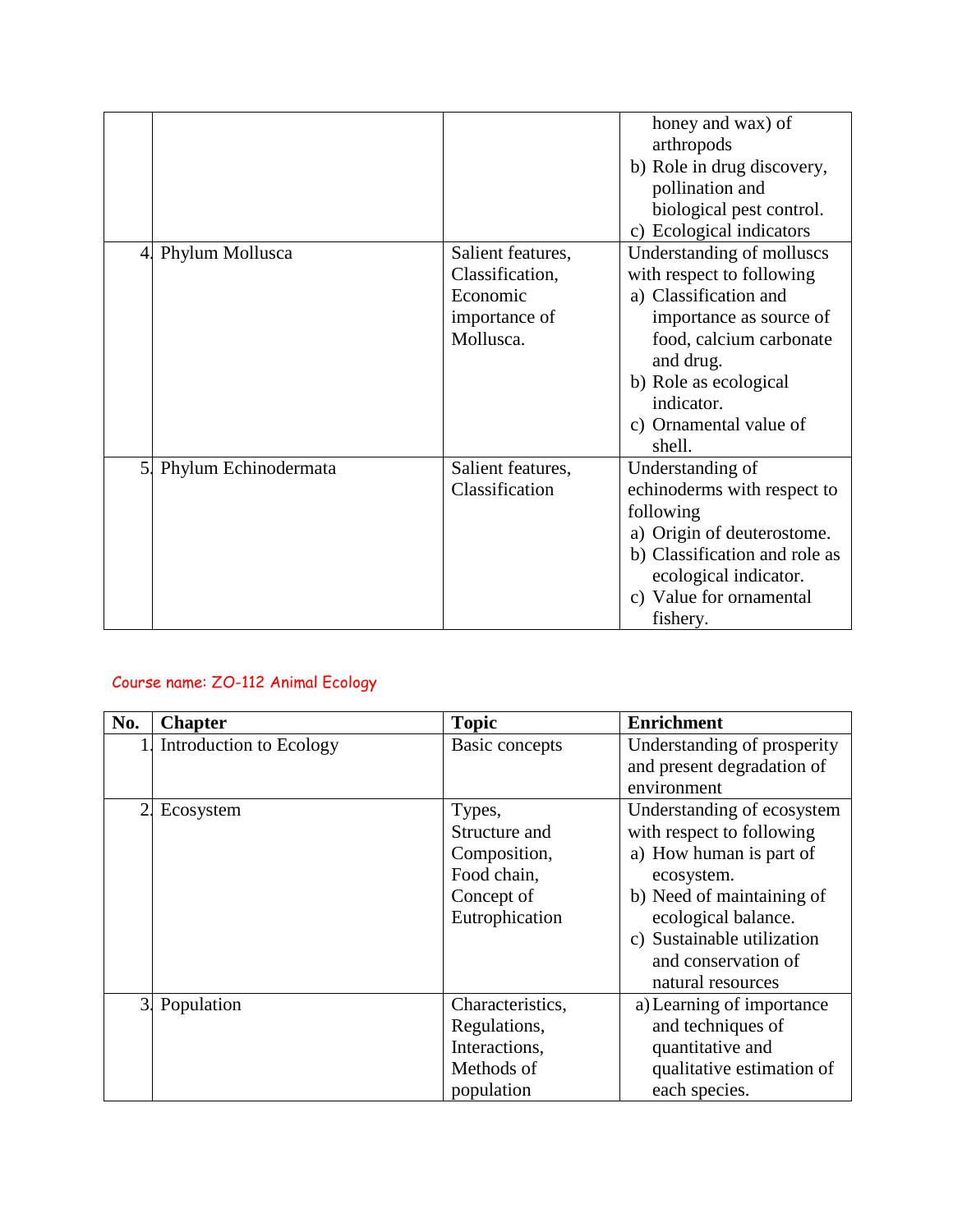| | | | |
|---|---|---|---|
| | | | honey and wax) of arthropods<br>b) Role in drug discovery, pollination and biological pest control.<br>c) Ecological indicators |
| 4. | Phylum Mollusca | Salient features, Classification, Economic importance of Mollusca. | Understanding of molluscs with respect to following<br>a) Classification and importance as source of food, calcium carbonate and drug.<br>b) Role as ecological indicator.<br>c) Ornamental value of shell. |
| 5. | Phylum Echinodermata | Salient features, Classification | Understanding of echinoderms with respect to following<br>a) Origin of deuterostome.<br>b) Classification and role as ecological indicator.<br>c) Value for ornamental fishery. |

Course name: ZO-112 Animal Ecology

| No. | Chapter | Topic | Enrichment |
|---|---|---|---|
| 1. | Introduction to Ecology | Basic concepts | Understanding of prosperity and present degradation of environment |
| 2. | Ecosystem | Types, Structure and Composition, Food chain, Concept of Eutrophication | Understanding of ecosystem with respect to following<br>a) How human is part of ecosystem.<br>b) Need of maintaining of ecological balance.<br>c) Sustainable utilization and conservation of natural resources |
| 3. | Population | Characteristics, Regulations, Interactions, Methods of population | a) Learning of importance and techniques of quantitative and qualitative estimation of each species. |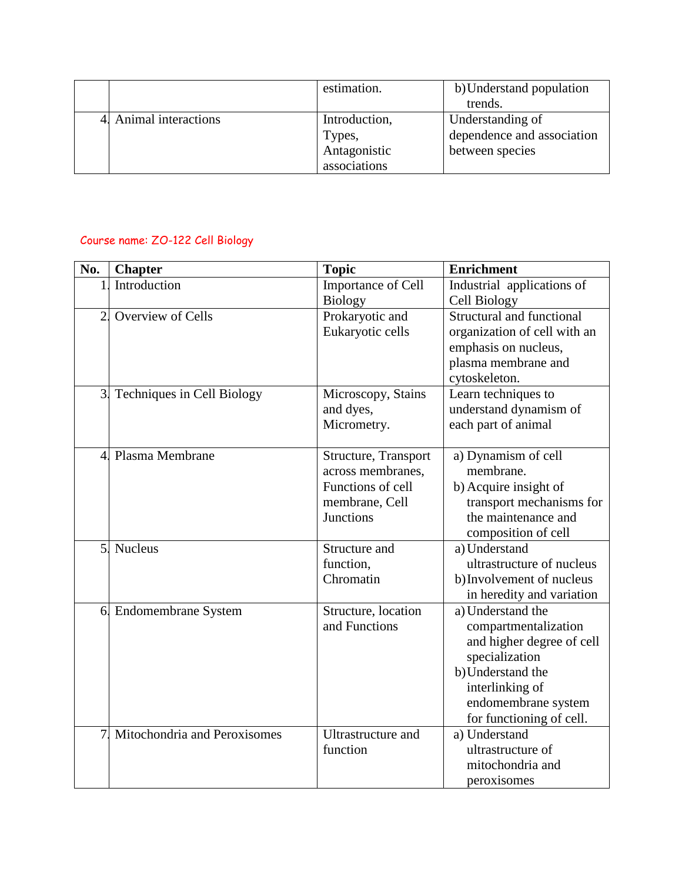|  |  | estimation. | b) Understand population trends. |
|---|---|---|---|
| 4. | Animal interactions | Introduction, Types, Antagonistic associations | Understanding of dependence and association between species |

Course name: ZO-122 Cell Biology

| No. | Chapter | Topic | Enrichment |
|---|---|---|---|
| 1. | Introduction | Importance of Cell Biology | Industrial applications of Cell Biology |
| 2. | Overview of Cells | Prokaryotic and Eukaryotic cells | Structural and functional organization of cell with an emphasis on nucleus, plasma membrane and cytoskeleton. |
| 3. | Techniques in Cell Biology | Microscopy, Stains and dyes, Micrometry. | Learn techniques to understand dynamism of each part of animal |
| 4. | Plasma Membrane | Structure, Transport across membranes, Functions of cell membrane, Cell Junctions | a) Dynamism of cell membrane.<br>b) Acquire insight of transport mechanisms for the maintenance and composition of cell |
| 5. | Nucleus | Structure and function, Chromatin | a) Understand ultrastructure of nucleus<br>b) Involvement of nucleus in heredity and variation |
| 6. | Endomembrane System | Structure, location and Functions | a) Understand the compartmentalization and higher degree of cell specialization<br>b) Understand the interlinking of endomembrane system for functioning of cell. |
| 7. | Mitochondria and Peroxisomes | Ultrastructure and function | a) Understand ultrastructure of mitochondria and peroxisomes |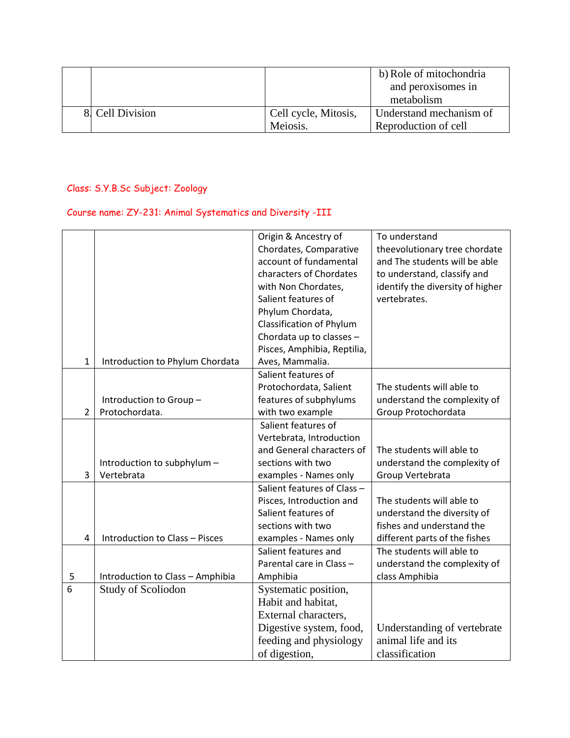|  |  |  | b) Role of mitochondria and peroxisomes in metabolism |
|---|---|---|---|
| 8. | Cell Division | Cell cycle, Mitosis, Meiosis. | Understand mechanism of Reproduction of cell |

Class: S.Y.B.Sc Subject: Zoology

Course name: ZY-231: Animal Systematics and Diversity -III

|  |  |  |  |
|---|---|---|---|
| 1 | Introduction to Phylum Chordata | Origin & Ancestry of Chordates, Comparative account of fundamental characters of Chordates with Non Chordates, Salient features of Phylum Chordata, Classification of Phylum Chordata up to classes – Pisces, Amphibia, Reptilia, Aves, Mammalia. | To understand theevolutionary tree chordate and The students will be able to understand, classify and identify the diversity of higher vertebrates. |
| 2 | Introduction to Group – Protochordata. | Salient features of Protochordata, Salient features of subphylums with two example | The students will able to understand the complexity of Group Protochordata |
| 3 | Introduction to subphylum – Vertebrata | Salient features of Vertebrata, Introduction and General characters of sections with two examples - Names only | The students will able to understand the complexity of Group Vertebrata |
| 4 | Introduction to Class – Pisces | Salient features of Class – Pisces, Introduction and Salient features of sections with two examples - Names only | The students will able to understand the diversity of fishes and understand the different parts of the fishes |
| 5 | Introduction to Class – Amphibia | Salient features and Parental care in Class – Amphibia | The students will able to understand the complexity of class Amphibia |
| 6 | Study of Scoliodon | Systematic position, Habit and habitat, External characters, Digestive system, food, feeding and physiology of digestion, | Understanding of vertebrate animal life and its classification |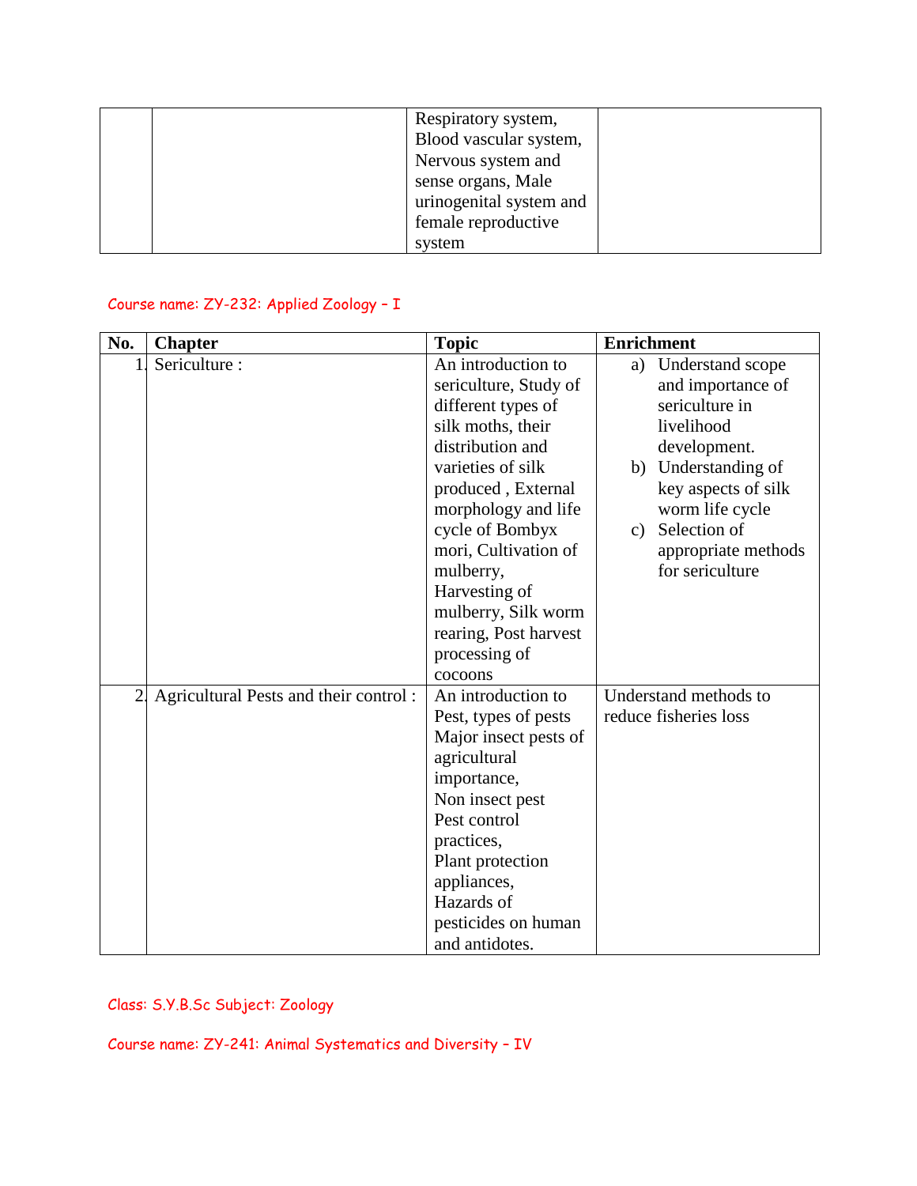| | | Respiratory system, Blood vascular system, Nervous system and sense organs, Male urinogenital system and female reproductive system | |
|---|---|---|---|

Course name: ZY-232: Applied Zoology – I

| No. | Chapter | Topic | Enrichment |
|---|---|---|---|
| 1. | Sericulture : | An introduction to sericulture, Study of different types of silk moths, their distribution and varieties of silk produced , External morphology and life cycle of Bombyx mori, Cultivation of mulberry, Harvesting of mulberry, Silk worm rearing, Post harvest processing of cocoons | a) Understand scope and importance of sericulture in livelihood development.<br>b) Understanding of key aspects of silk worm life cycle<br>c) Selection of appropriate methods for sericulture |
| 2. | Agricultural Pests and their control : | An introduction to Pest, types of pests Major insect pests of agricultural importance,<br>Non insect pest<br>Pest control practices,<br>Plant protection appliances,<br>Hazards of pesticides on human and antidotes. | Understand methods to reduce fisheries loss |

Class: S.Y.B.Sc Subject: Zoology

Course name: ZY-241: Animal Systematics and Diversity – IV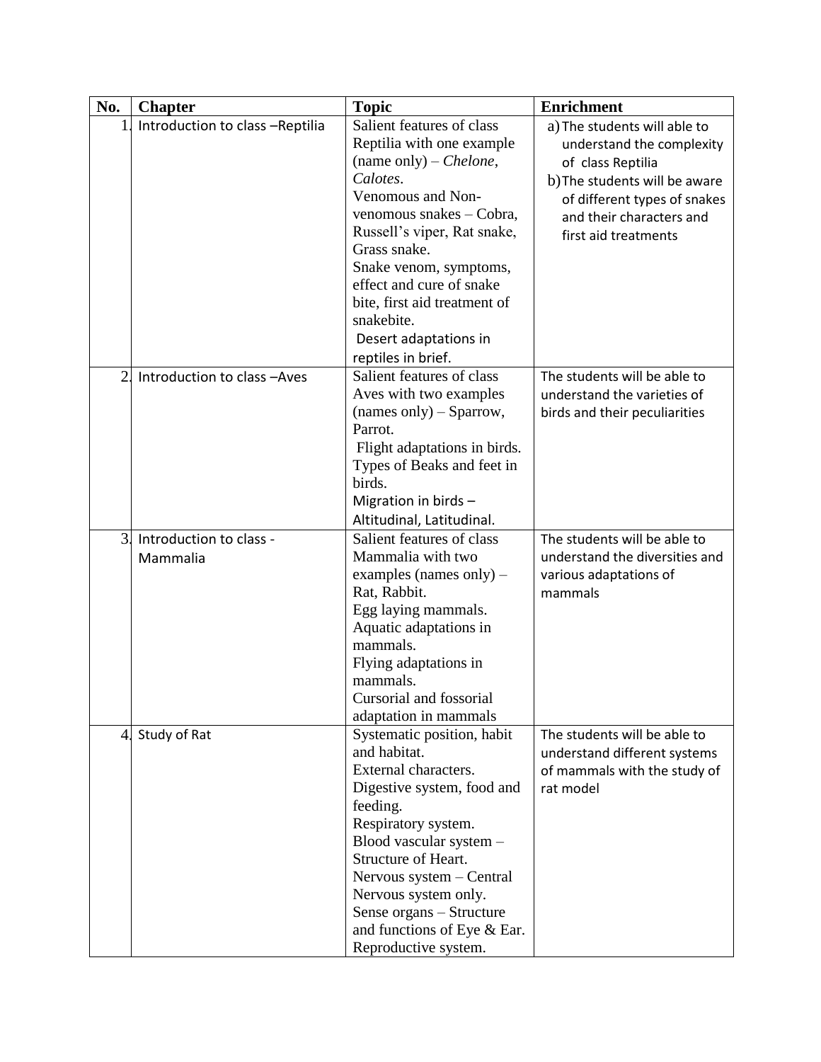| No. | Chapter | Topic | Enrichment |
|---|---|---|---|
| 1. | Introduction to class –Reptilia | Salient features of class Reptilia with one example (name only) – *Chelone*, *Calotes*.<br>Venomous and Non-venomous snakes – Cobra, Russell's viper, Rat snake, Grass snake.<br>Snake venom, symptoms, effect and cure of snake bite, first aid treatment of snakebite.<br>Desert adaptations in reptiles in brief. | a) The students will able to understand the complexity of class Reptilia<br>b) The students will be aware of different types of snakes and their characters and first aid treatments |
| 2. | Introduction to class –Aves | Salient features of class Aves with two examples (names only) – Sparrow, Parrot.<br>Flight adaptations in birds.<br>Types of Beaks and feet in birds.<br>Migration in birds – Altitudinal, Latitudinal. | The students will be able to understand the varieties of birds and their peculiarities |
| 3. | Introduction to class - Mammalia | Salient features of class Mammalia with two examples (names only) – Rat, Rabbit.<br>Egg laying mammals.<br>Aquatic adaptations in mammals.<br>Flying adaptations in mammals.<br>Cursorial and fossorial adaptation in mammals | The students will be able to understand the diversities and various adaptations of mammals |
| 4. | Study of Rat | Systematic position, habit and habitat.<br>External characters.<br>Digestive system, food and feeding.<br>Respiratory system.<br>Blood vascular system – Structure of Heart.<br>Nervous system – Central Nervous system only.<br>Sense organs – Structure and functions of Eye & Ear.<br>Reproductive system. | The students will be able to understand different systems of mammals with the study of rat model |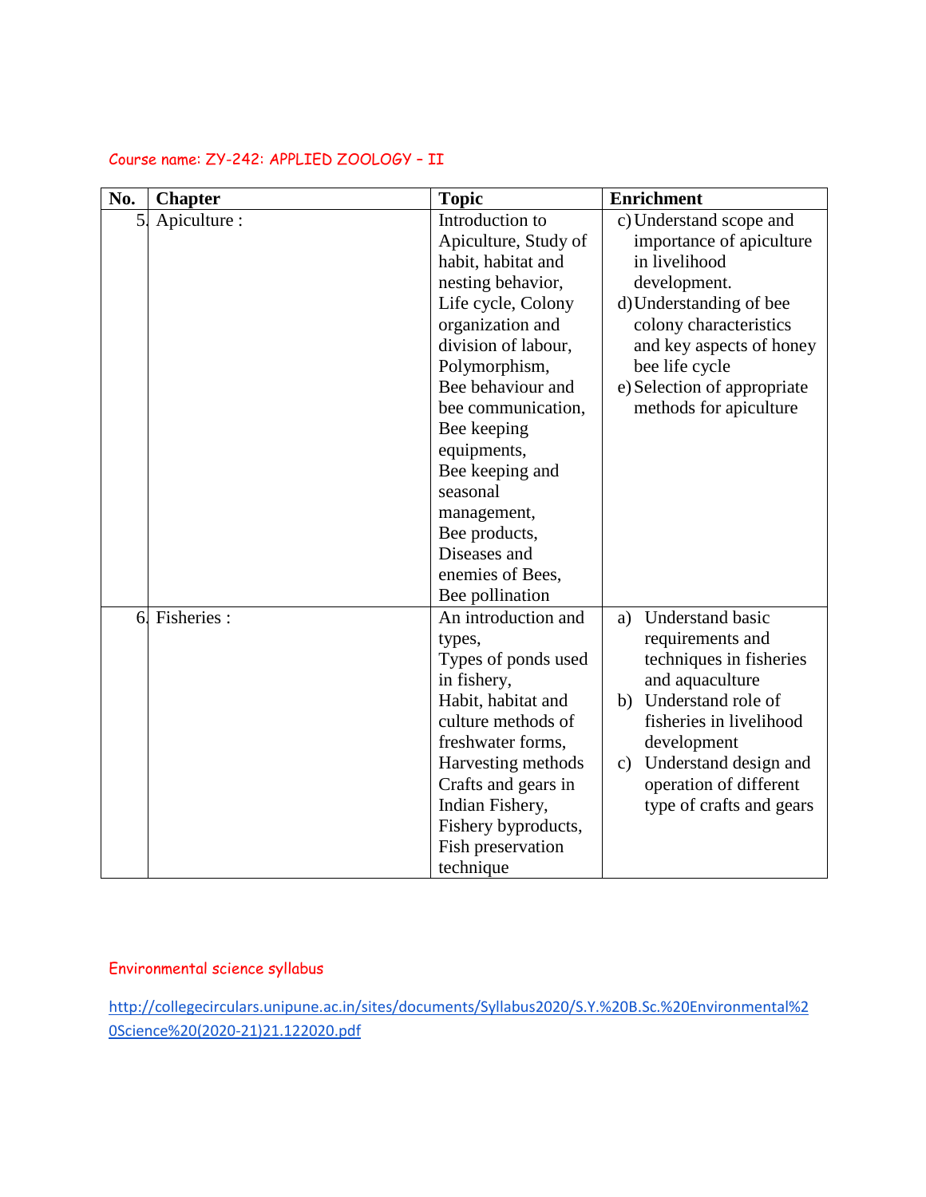Course name: ZY-242: APPLIED ZOOLOGY – II

| No. | Chapter | Topic | Enrichment |
|---|---|---|---|
| 5. | Apiculture : | Introduction to Apiculture, Study of habit, habitat and nesting behavior, Life cycle, Colony organization and division of labour, Polymorphism, Bee behaviour and bee communication, Bee keeping equipments, Bee keeping and seasonal management, Bee products, Diseases and enemies of Bees, Bee pollination | c) Understand scope and importance of apiculture in livelihood development. d) Understanding of bee colony characteristics and key aspects of honey bee life cycle e) Selection of appropriate methods for apiculture |
| 6. | Fisheries : | An introduction and types, Types of ponds used in fishery, Habit, habitat and culture methods of freshwater forms, Harvesting methods Crafts and gears in Indian Fishery, Fishery byproducts, Fish preservation technique | a) Understand basic requirements and techniques in fisheries and aquaculture b) Understand role of fisheries in livelihood development c) Understand design and operation of different type of crafts and gears |

Environmental science syllabus

http://collegecirculars.unipune.ac.in/sites/documents/Syllabus2020/S.Y.%20B.Sc.%20Environmental%20Science%20(2020-21)21.122020.pdf